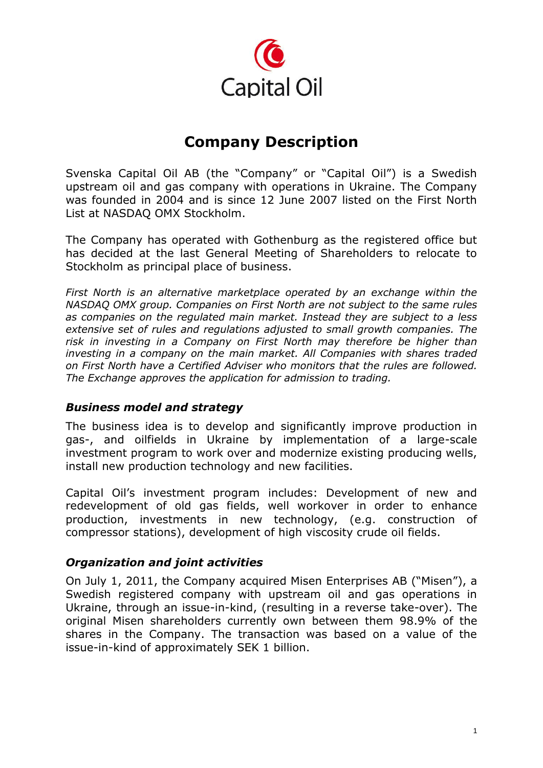Capital Oil

# Company Description

Svenska Capital Oil AB (the "Company" or "Capital Oil") is a Swedish upstream oil and gas company with operations in Ukraine. The Company was founded in 2004 and is since 12 June 2007 listed on the First North List at NASDAQ OMX Stockholm.

The Company has operated with Gothenburg as the registered office but has decided at the last General Meeting of Shareholders to relocate to Stockholm as principal place of business.

*First North is an alternative marketplace operated by an exchange within the NASDAQ OMX group. Companies on First North are not subject to the same rules as companies on the regulated main market. Instead they are subject to a less extensive set of rules and regulations adjusted to small growth companies. The risk in investing in a Company on First North may therefore be higher than investing in a company on the main market. All Companies with shares traded on First North have a Certified Adviser who monitors that the rules are followed. The Exchange approves the application for admission to trading.*

### *Business model and strategy*

The business idea is to develop and significantly improve production in gas-, and oilfields in Ukraine by implementation of a large-scale investment program to work over and modernize existing producing wells, install new production technology and new facilities.

Capital Oil's investment program includes: Development of new and redevelopment of old gas fields, well workover in order to enhance production, investments in new technology, (e.g. construction of compressor stations), development of high viscosity crude oil fields.

### *Organization and joint activities*

On July 1, 2011, the Company acquired Misen Enterprises AB ("Misen"), a Swedish registered company with upstream oil and gas operations in Ukraine, through an issue-in-kind, (resulting in a reverse take-over). The original Misen shareholders currently own between them 98.9% of the shares in the Company. The transaction was based on a value of the issue-in-kind of approximately SEK 1 billion.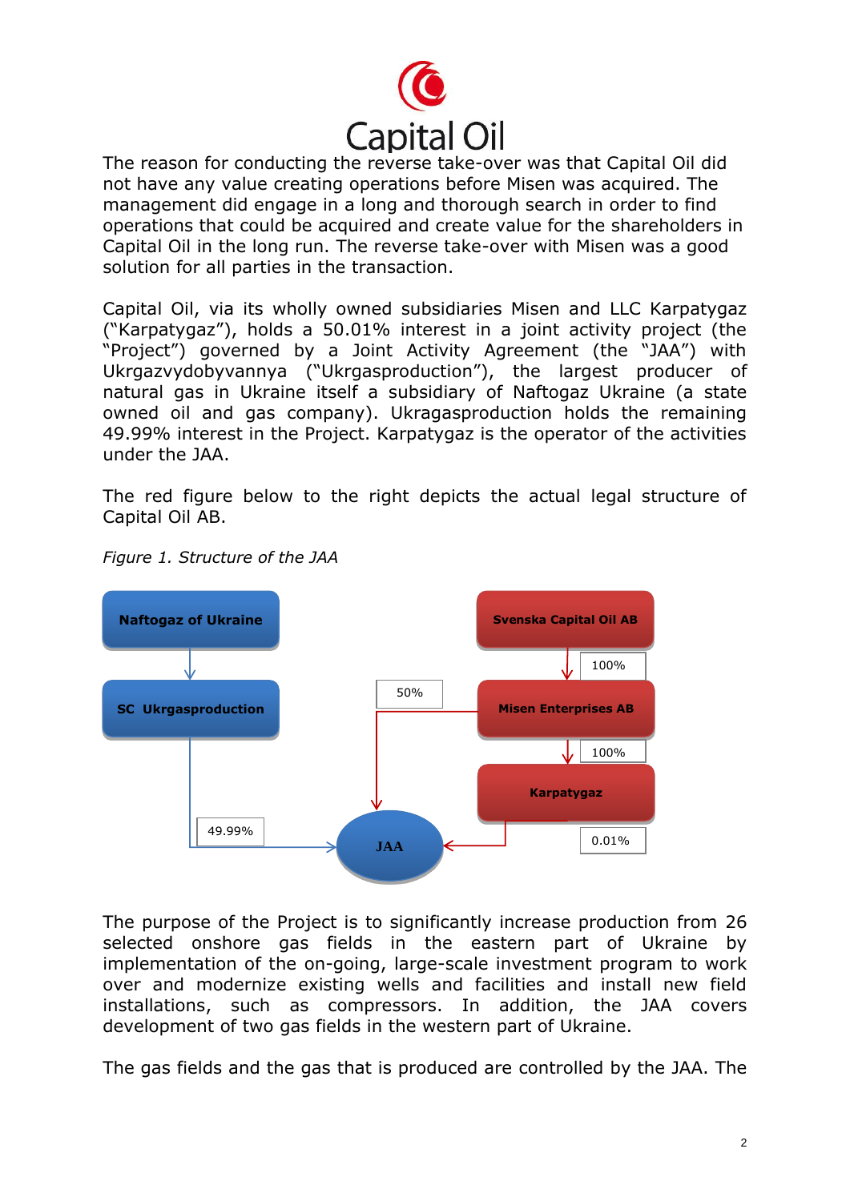The reason for conducting the reverse take-over was that Capital Oil did not have any value creating operations before Misen was acquired. The management did engage in a long and thorough search in order to find operations that could be acquired and create value for the shareholders in Capital Oil in the long run. The reverse take-over with Misen was a good solution for all parties in the transaction.

Capital Oil, via its wholly owned subsidiaries Misen and LLC Karpatygaz ("Karpatygaz"), holds a 50.01% interest in a joint activity project (the "Project") governed by a Joint Activity Agreement (the "JAA") with Ukrgazvydobyvannya ("Ukrgasproduction"), the largest producer of natural gas in Ukraine itself a subsidiary of Naftogaz Ukraine (a state owned oil and gas company). Ukragasproduction holds the remaining 49.99% interest in the Project. Karpatygaz is the operator of the activities under the JAA.

The red figure below to the right depicts the actual legal structure of Capital Oil AB.

*Figure 1. Structure of the JAA*

Naftogaz of Ukraine → SC Ukrgasproduction → (49.99%) → JAA

Svenska Capital Oil AB → (100%) → Misen Enterprises AB → (50%) → JAA

Misen Enterprises AB → (100%) → Karpatygaz → (0.01%) → JAA

The purpose of the Project is to significantly increase production from 26 selected onshore gas fields in the eastern part of Ukraine by implementation of the on-going, large-scale investment program to work over and modernize existing wells and facilities and install new field installations, such as compressors. In addition, the JAA covers development of two gas fields in the western part of Ukraine.

The gas fields and the gas that is produced are controlled by the JAA. The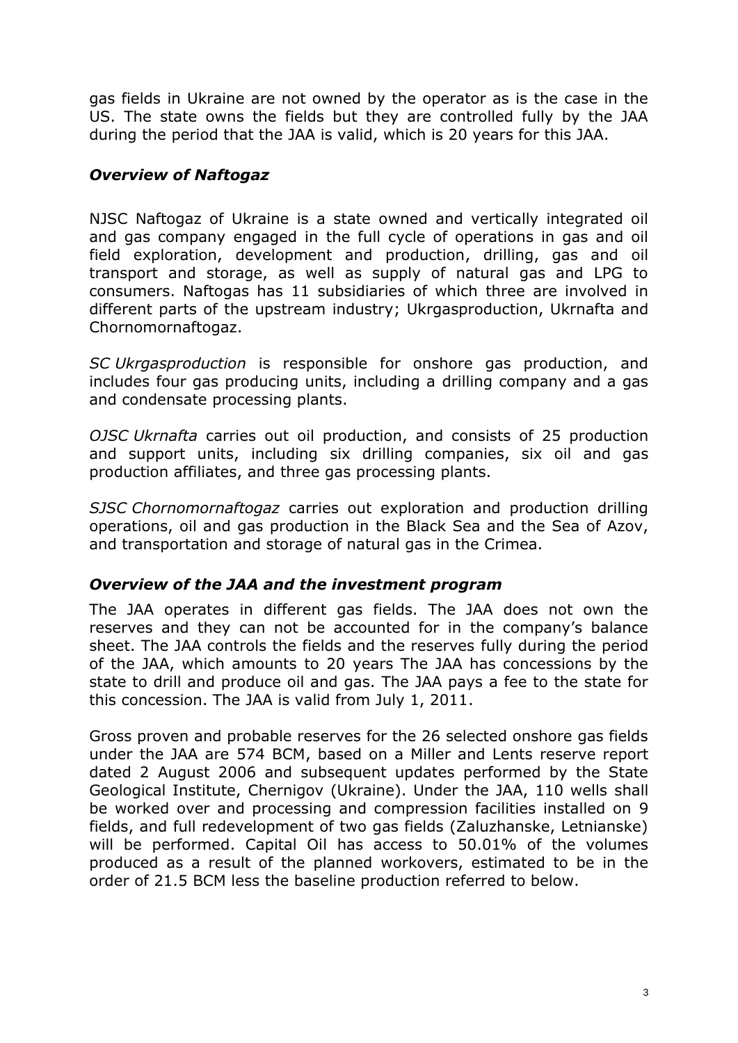gas fields in Ukraine are not owned by the operator as is the case in the US. The state owns the fields but they are controlled fully by the JAA during the period that the JAA is valid, which is 20 years for this JAA.

### *Overview of Naftogaz*

NJSC Naftogaz of Ukraine is a state owned and vertically integrated oil and gas company engaged in the full cycle of operations in gas and oil field exploration, development and production, drilling, gas and oil transport and storage, as well as supply of natural gas and LPG to consumers. Naftogas has 11 subsidiaries of which three are involved in different parts of the upstream industry; Ukrgasproduction, Ukrnafta and Chornomornaftogaz.

*SC Ukrgasproduction* is responsible for onshore gas production, and includes four gas producing units, including a drilling company and a gas and condensate processing plants.

*OJSC Ukrnafta* carries out oil production, and consists of 25 production and support units, including six drilling companies, six oil and gas production affiliates, and three gas processing plants.

*SJSC Chornomornaftogaz* carries out exploration and production drilling operations, oil and gas production in the Black Sea and the Sea of Azov, and transportation and storage of natural gas in the Crimea.

### *Overview of the JAA and the investment program*

The JAA operates in different gas fields. The JAA does not own the reserves and they can not be accounted for in the company's balance sheet. The JAA controls the fields and the reserves fully during the period of the JAA, which amounts to 20 years The JAA has concessions by the state to drill and produce oil and gas. The JAA pays a fee to the state for this concession. The JAA is valid from July 1, 2011.

Gross proven and probable reserves for the 26 selected onshore gas fields under the JAA are 574 BCM, based on a Miller and Lents reserve report dated 2 August 2006 and subsequent updates performed by the State Geological Institute, Chernigov (Ukraine). Under the JAA, 110 wells shall be worked over and processing and compression facilities installed on 9 fields, and full redevelopment of two gas fields (Zaluzhanske, Letnianske) will be performed. Capital Oil has access to 50.01% of the volumes produced as a result of the planned workovers, estimated to be in the order of 21.5 BCM less the baseline production referred to below.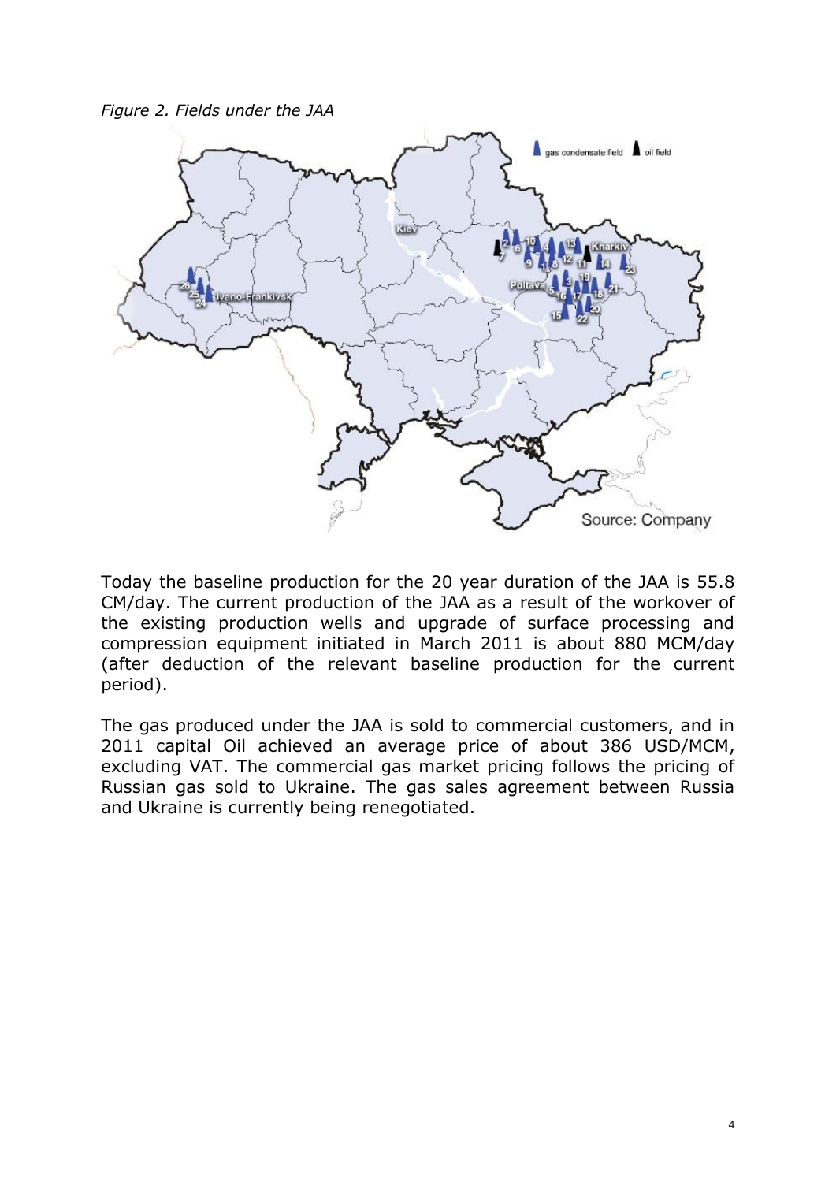*Figure 2. Fields under the JAA*

Today the baseline production for the 20 year duration of the JAA is 55.8 CM/day. The current production of the JAA as a result of the workover of the existing production wells and upgrade of surface processing and compression equipment initiated in March 2011 is about 880 MCM/day (after deduction of the relevant baseline production for the current period).

The gas produced under the JAA is sold to commercial customers, and in 2011 capital Oil achieved an average price of about 386 USD/MCM, excluding VAT. The commercial gas market pricing follows the pricing of Russian gas sold to Ukraine. The gas sales agreement between Russia and Ukraine is currently being renegotiated.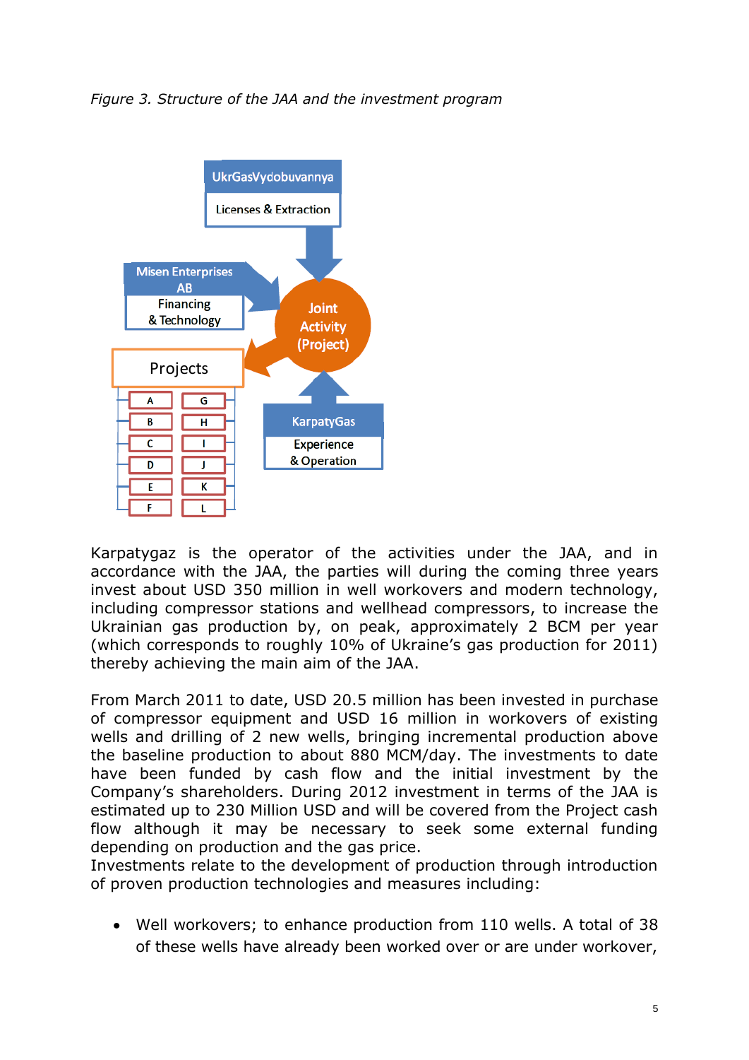*Figure 3. Structure of the JAA and the investment program*

UkrGasVydobuvannya

Licenses & Extraction

Misen Enterprises AB

Financing & Technology

Joint Activity (Project)

Projects

| A | G |
|---|---|
| B | H |
| C | I |
| D | J |
| E | K |
| F | L |

KarpatyGas

Experience & Operation

Karpatygaz is the operator of the activities under the JAA, and in accordance with the JAA, the parties will during the coming three years invest about USD 350 million in well workovers and modern technology, including compressor stations and wellhead compressors, to increase the Ukrainian gas production by, on peak, approximately 2 BCM per year (which corresponds to roughly 10% of Ukraine's gas production for 2011) thereby achieving the main aim of the JAA.

From March 2011 to date, USD 20.5 million has been invested in purchase of compressor equipment and USD 16 million in workovers of existing wells and drilling of 2 new wells, bringing incremental production above the baseline production to about 880 MCM/day. The investments to date have been funded by cash flow and the initial investment by the Company's shareholders. During 2012 investment in terms of the JAA is estimated up to 230 Million USD and will be covered from the Project cash flow although it may be necessary to seek some external funding depending on production and the gas price.
Investments relate to the development of production through introduction of proven production technologies and measures including:

- Well workovers; to enhance production from 110 wells. A total of 38 of these wells have already been worked over or are under workover,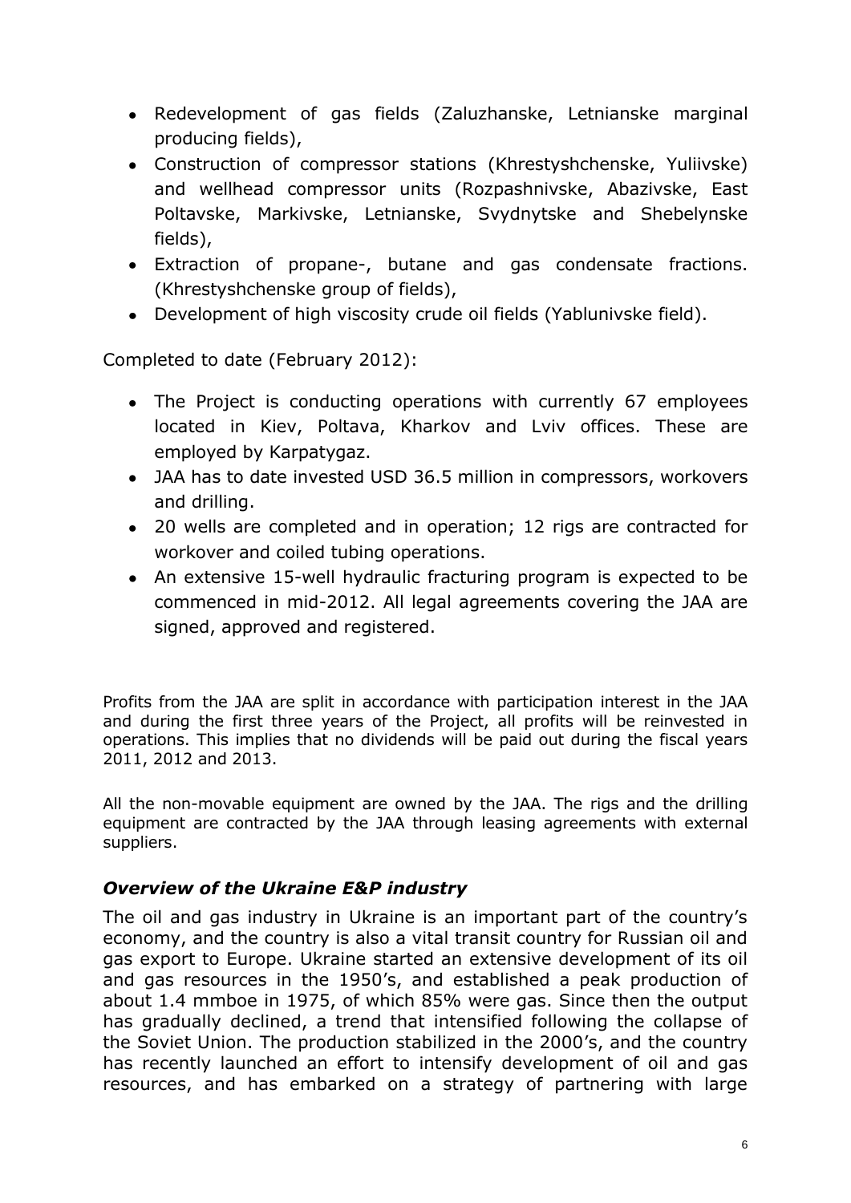- Redevelopment of gas fields (Zaluzhanske, Letnianske marginal producing fields),
- Construction of compressor stations (Khrestyshchenske, Yuliivske) and wellhead compressor units (Rozpashnivske, Abazivske, East Poltavske, Markivske, Letnianske, Svydnytske and Shebelynske fields),
- Extraction of propane-, butane and gas condensate fractions. (Khrestyshchenske group of fields),
- Development of high viscosity crude oil fields (Yablunivske field).

Completed to date (February 2012):

- The Project is conducting operations with currently 67 employees located in Kiev, Poltava, Kharkov and Lviv offices. These are employed by Karpatygaz.
- JAA has to date invested USD 36.5 million in compressors, workovers and drilling.
- 20 wells are completed and in operation; 12 rigs are contracted for workover and coiled tubing operations.
- An extensive 15-well hydraulic fracturing program is expected to be commenced in mid-2012. All legal agreements covering the JAA are signed, approved and registered.

Profits from the JAA are split in accordance with participation interest in the JAA and during the first three years of the Project, all profits will be reinvested in operations. This implies that no dividends will be paid out during the fiscal years 2011, 2012 and 2013.

All the non-movable equipment are owned by the JAA. The rigs and the drilling equipment are contracted by the JAA through leasing agreements with external suppliers.

### *Overview of the Ukraine E&P industry*

The oil and gas industry in Ukraine is an important part of the country's economy, and the country is also a vital transit country for Russian oil and gas export to Europe. Ukraine started an extensive development of its oil and gas resources in the 1950's, and established a peak production of about 1.4 mmboe in 1975, of which 85% were gas. Since then the output has gradually declined, a trend that intensified following the collapse of the Soviet Union. The production stabilized in the 2000's, and the country has recently launched an effort to intensify development of oil and gas resources, and has embarked on a strategy of partnering with large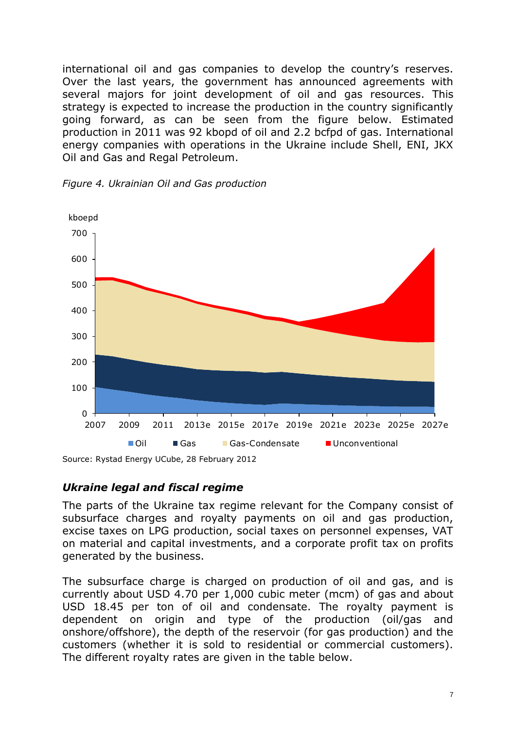international oil and gas companies to develop the country's reserves. Over the last years, the government has announced agreements with several majors for joint development of oil and gas resources. This strategy is expected to increase the production in the country significantly going forward, as can be seen from the figure below. Estimated production in 2011 was 92 kbopd of oil and 2.2 bcfpd of gas. International energy companies with operations in the Ukraine include Shell, ENI, JKX Oil and Gas and Regal Petroleum.

*Figure 4. Ukrainian Oil and Gas production*

Source: Rystad Energy UCube, 28 February 2012

## *Ukraine legal and fiscal regime*

The parts of the Ukraine tax regime relevant for the Company consist of subsurface charges and royalty payments on oil and gas production, excise taxes on LPG production, social taxes on personnel expenses, VAT on material and capital investments, and a corporate profit tax on profits generated by the business.

The subsurface charge is charged on production of oil and gas, and is currently about USD 4.70 per 1,000 cubic meter (mcm) of gas and about USD 18.45 per ton of oil and condensate. The royalty payment is dependent on origin and type of the production (oil/gas and onshore/offshore), the depth of the reservoir (for gas production) and the customers (whether it is sold to residential or commercial customers). The different royalty rates are given in the table below.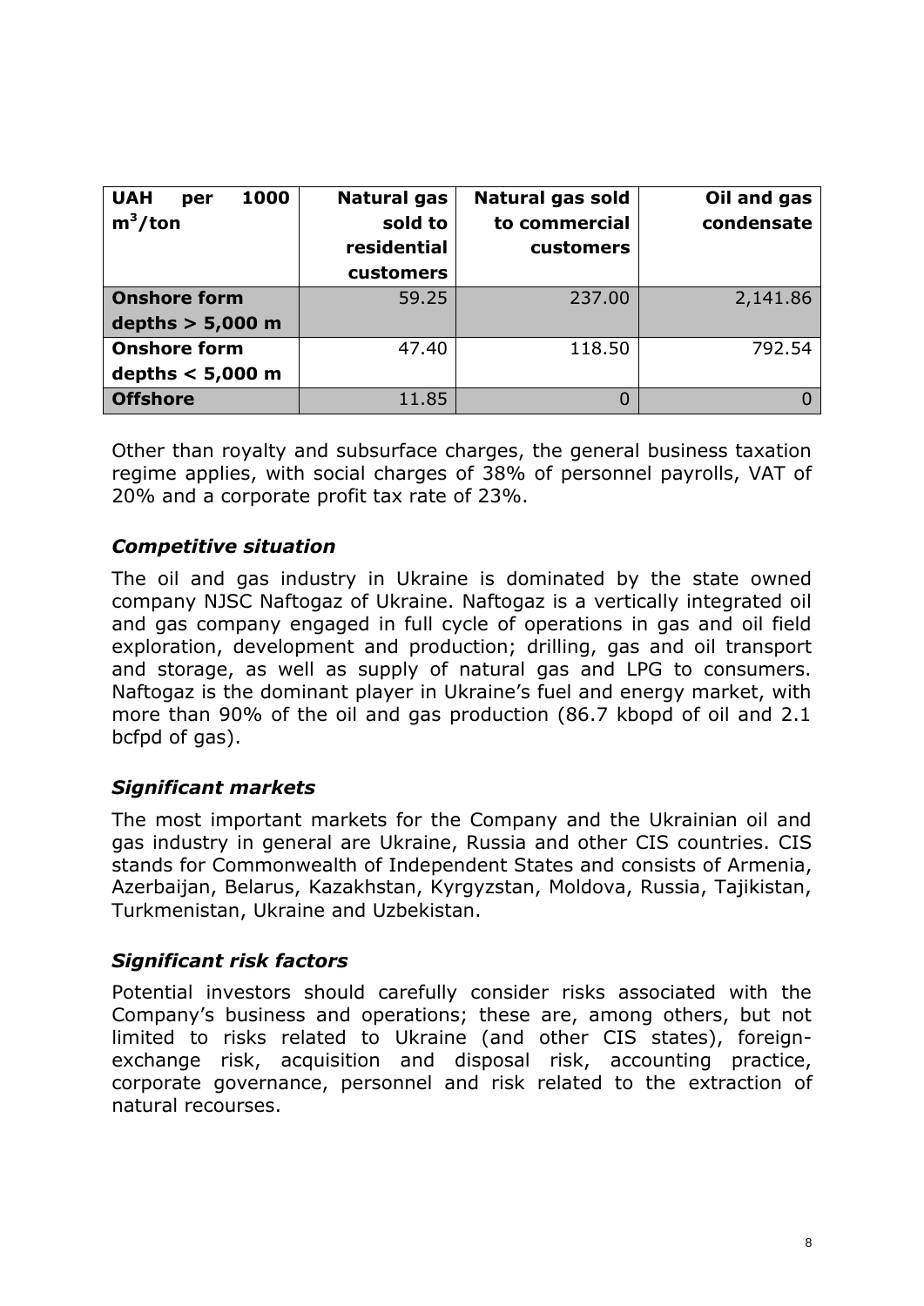| UAH per 1000 $m^3$/ton | Natural gas sold to residential customers | Natural gas sold to commercial customers | Oil and gas condensate |
|---|---|---|---|
| **Onshore form depths > 5,000 m** | 59.25 | 237.00 | 2,141.86 |
| **Onshore form depths < 5,000 m** | 47.40 | 118.50 | 792.54 |
| **Offshore** | 11.85 | 0 | 0 |

Other than royalty and subsurface charges, the general business taxation regime applies, with social charges of 38% of personnel payrolls, VAT of 20% and a corporate profit tax rate of 23%.

### *Competitive situation*

The oil and gas industry in Ukraine is dominated by the state owned company NJSC Naftogaz of Ukraine. Naftogaz is a vertically integrated oil and gas company engaged in full cycle of operations in gas and oil field exploration, development and production; drilling, gas and oil transport and storage, as well as supply of natural gas and LPG to consumers. Naftogaz is the dominant player in Ukraine's fuel and energy market, with more than 90% of the oil and gas production (86.7 kbopd of oil and 2.1 bcfpd of gas).

### *Significant markets*

The most important markets for the Company and the Ukrainian oil and gas industry in general are Ukraine, Russia and other CIS countries. CIS stands for Commonwealth of Independent States and consists of Armenia, Azerbaijan, Belarus, Kazakhstan, Kyrgyzstan, Moldova, Russia, Tajikistan, Turkmenistan, Ukraine and Uzbekistan.

### *Significant risk factors*

Potential investors should carefully consider risks associated with the Company's business and operations; these are, among others, but not limited to risks related to Ukraine (and other CIS states), foreign-exchange risk, acquisition and disposal risk, accounting practice, corporate governance, personnel and risk related to the extraction of natural recourses.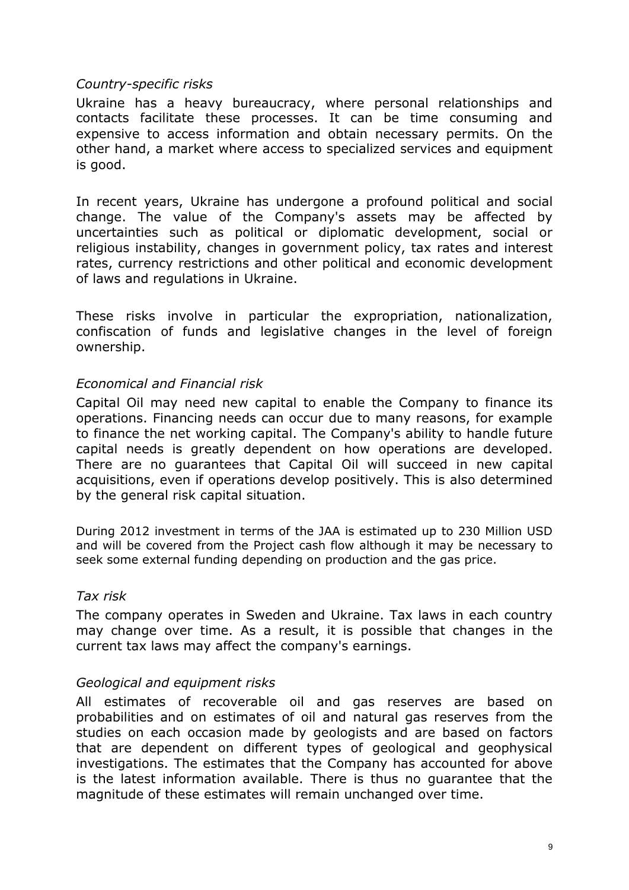*Country-specific risks*

Ukraine has a heavy bureaucracy, where personal relationships and contacts facilitate these processes. It can be time consuming and expensive to access information and obtain necessary permits. On the other hand, a market where access to specialized services and equipment is good.

In recent years, Ukraine has undergone a profound political and social change. The value of the Company's assets may be affected by uncertainties such as political or diplomatic development, social or religious instability, changes in government policy, tax rates and interest rates, currency restrictions and other political and economic development of laws and regulations in Ukraine.

These risks involve in particular the expropriation, nationalization, confiscation of funds and legislative changes in the level of foreign ownership.

*Economical and Financial risk*

Capital Oil may need new capital to enable the Company to finance its operations. Financing needs can occur due to many reasons, for example to finance the net working capital. The Company's ability to handle future capital needs is greatly dependent on how operations are developed. There are no guarantees that Capital Oil will succeed in new capital acquisitions, even if operations develop positively. This is also determined by the general risk capital situation.

During 2012 investment in terms of the JAA is estimated up to 230 Million USD and will be covered from the Project cash flow although it may be necessary to seek some external funding depending on production and the gas price.

*Tax risk*

The company operates in Sweden and Ukraine. Tax laws in each country may change over time. As a result, it is possible that changes in the current tax laws may affect the company's earnings.

*Geological and equipment risks*

All estimates of recoverable oil and gas reserves are based on probabilities and on estimates of oil and natural gas reserves from the studies on each occasion made by geologists and are based on factors that are dependent on different types of geological and geophysical investigations. The estimates that the Company has accounted for above is the latest information available. There is thus no guarantee that the magnitude of these estimates will remain unchanged over time.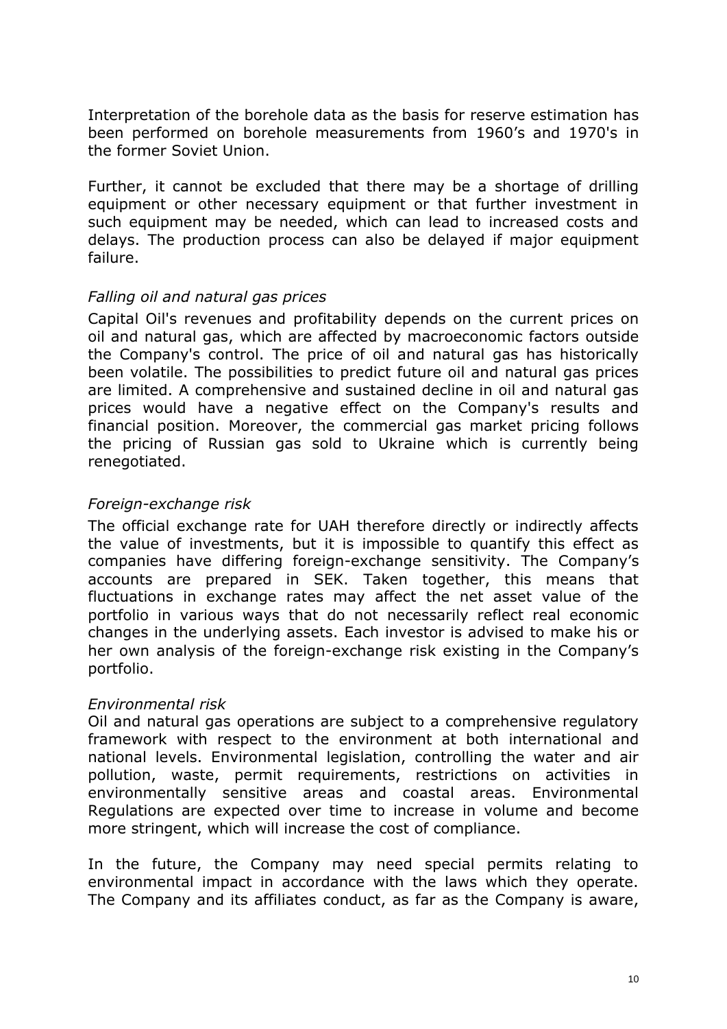Interpretation of the borehole data as the basis for reserve estimation has been performed on borehole measurements from 1960's and 1970's in the former Soviet Union.

Further, it cannot be excluded that there may be a shortage of drilling equipment or other necessary equipment or that further investment in such equipment may be needed, which can lead to increased costs and delays. The production process can also be delayed if major equipment failure.

*Falling oil and natural gas prices*

Capital Oil's revenues and profitability depends on the current prices on oil and natural gas, which are affected by macroeconomic factors outside the Company's control. The price of oil and natural gas has historically been volatile. The possibilities to predict future oil and natural gas prices are limited. A comprehensive and sustained decline in oil and natural gas prices would have a negative effect on the Company's results and financial position. Moreover, the commercial gas market pricing follows the pricing of Russian gas sold to Ukraine which is currently being renegotiated.

*Foreign-exchange risk*

The official exchange rate for UAH therefore directly or indirectly affects the value of investments, but it is impossible to quantify this effect as companies have differing foreign-exchange sensitivity. The Company's accounts are prepared in SEK. Taken together, this means that fluctuations in exchange rates may affect the net asset value of the portfolio in various ways that do not necessarily reflect real economic changes in the underlying assets. Each investor is advised to make his or her own analysis of the foreign-exchange risk existing in the Company's portfolio.

*Environmental risk*

Oil and natural gas operations are subject to a comprehensive regulatory framework with respect to the environment at both international and national levels. Environmental legislation, controlling the water and air pollution, waste, permit requirements, restrictions on activities in environmentally sensitive areas and coastal areas. Environmental Regulations are expected over time to increase in volume and become more stringent, which will increase the cost of compliance.

In the future, the Company may need special permits relating to environmental impact in accordance with the laws which they operate. The Company and its affiliates conduct, as far as the Company is aware,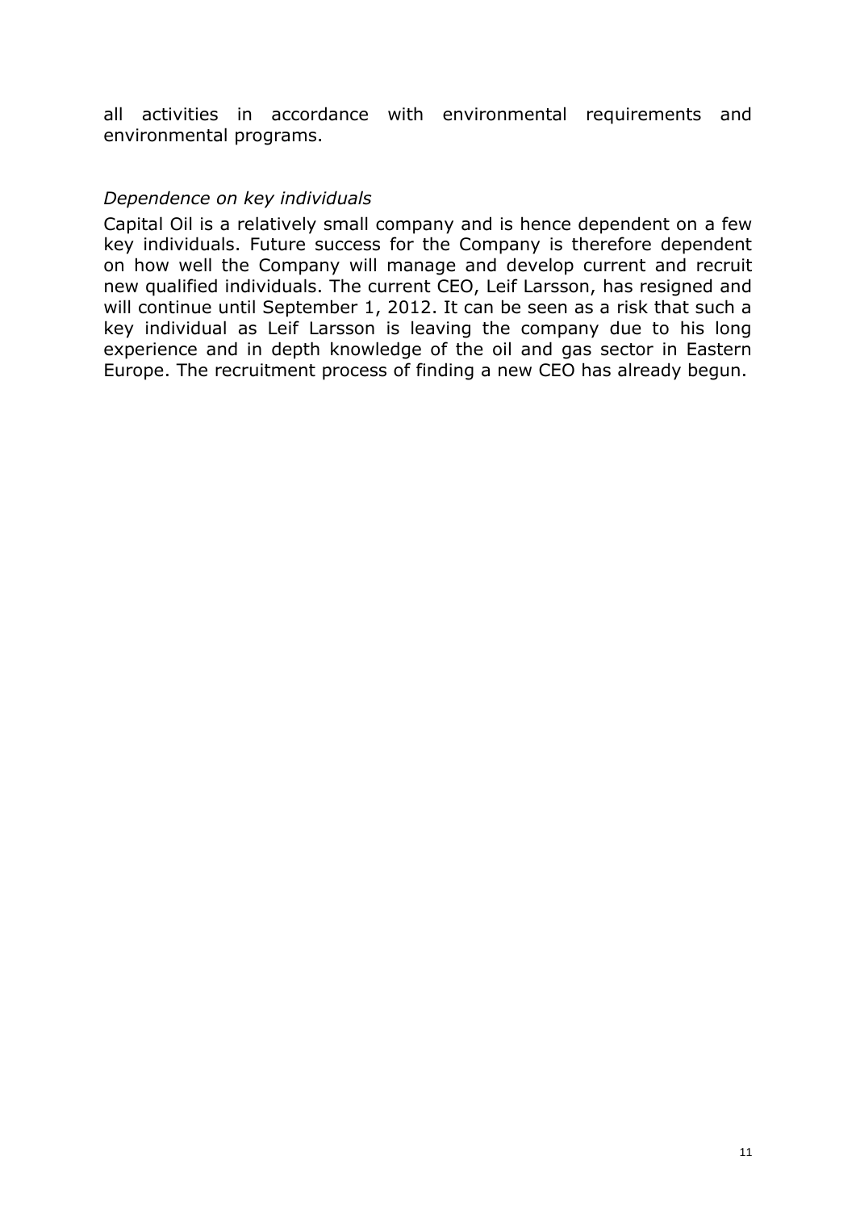all activities in accordance with environmental requirements and environmental programs.

*Dependence on key individuals*

Capital Oil is a relatively small company and is hence dependent on a few key individuals. Future success for the Company is therefore dependent on how well the Company will manage and develop current and recruit new qualified individuals. The current CEO, Leif Larsson, has resigned and will continue until September 1, 2012. It can be seen as a risk that such a key individual as Leif Larsson is leaving the company due to his long experience and in depth knowledge of the oil and gas sector in Eastern Europe. The recruitment process of finding a new CEO has already begun.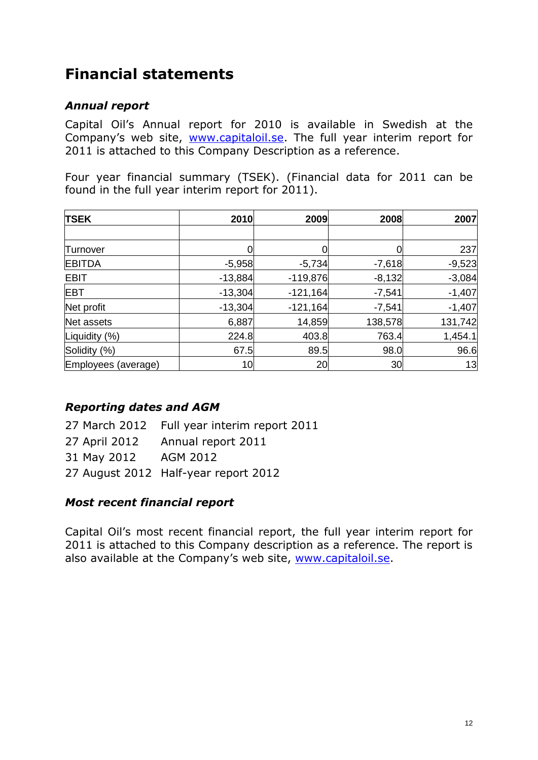# Financial statements

### *Annual report*

Capital Oil's Annual report for 2010 is available in Swedish at the Company's web site, www.capitaloil.se. The full year interim report for 2011 is attached to this Company Description as a reference.

Four year financial summary (TSEK). (Financial data for 2011 can be found in the full year interim report for 2011).

| TSEK | 2010 | 2009 | 2008 | 2007 |
|---|---|---|---|---|
| | | | | |
| Turnover | 0 | 0 | 0 | 237 |
| EBITDA | -5,958 | -5,734 | -7,618 | -9,523 |
| EBIT | -13,884 | -119,876 | -8,132 | -3,084 |
| EBT | -13,304 | -121,164 | -7,541 | -1,407 |
| Net profit | -13,304 | -121,164 | -7,541 | -1,407 |
| Net assets | 6,887 | 14,859 | 138,578 | 131,742 |
| Liquidity (%) | 224.8 | 403.8 | 763.4 | 1,454.1 |
| Solidity (%) | 67.5 | 89.5 | 98.0 | 96.6 |
| Employees (average) | 10 | 20 | 30 | 13 |

### *Reporting dates and AGM*

27 March 2012 Full year interim report 2011
27 April 2012 Annual report 2011
31 May 2012 AGM 2012
27 August 2012 Half-year report 2012

### *Most recent financial report*

Capital Oil's most recent financial report, the full year interim report for 2011 is attached to this Company description as a reference. The report is also available at the Company's web site, www.capitaloil.se.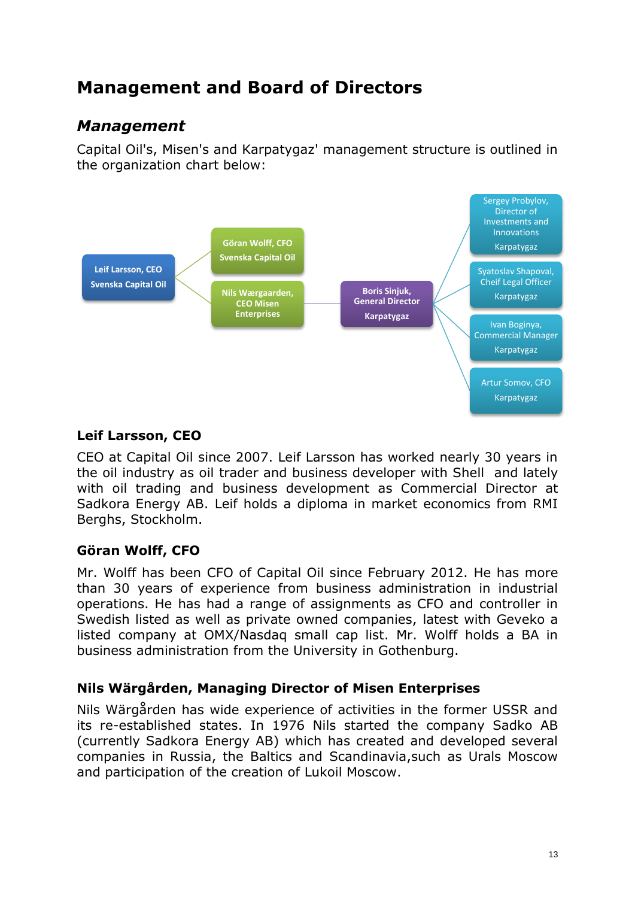# Management and Board of Directors

## *Management*

Capital Oil's, Misen's and Karpatygaz' management structure is outlined in the organization chart below:

- Leif Larsson, CEO – Svenska Capital Oil
  - Göran Wolff, CFO – Svenska Capital Oil
  - Nils Wærgaarden, CEO Misen Enterprises
    - Boris Sinjuk, General Director – Karpatygaz
      - Sergey Probylov, Director of Investments and Innovations – Karpatygaz
      - Syatoslav Shapoval, Cheif Legal Officer – Karpatygaz
      - Ivan Boginya, Commercial Manager – Karpatygaz
      - Artur Somov, CFO – Karpatygaz

### Leif Larsson, CEO

CEO at Capital Oil since 2007. Leif Larsson has worked nearly 30 years in the oil industry as oil trader and business developer with Shell and lately with oil trading and business development as Commercial Director at Sadkora Energy AB. Leif holds a diploma in market economics from RMI Berghs, Stockholm.

### Göran Wolff, CFO

Mr. Wolff has been CFO of Capital Oil since February 2012. He has more than 30 years of experience from business administration in industrial operations. He has had a range of assignments as CFO and controller in Swedish listed as well as private owned companies, latest with Geveko a listed company at OMX/Nasdaq small cap list. Mr. Wolff holds a BA in business administration from the University in Gothenburg.

### Nils Wärgården, Managing Director of Misen Enterprises

Nils Wärgården has wide experience of activities in the former USSR and its re-established states. In 1976 Nils started the company Sadko AB (currently Sadkora Energy AB) which has created and developed several companies in Russia, the Baltics and Scandinavia,such as Urals Moscow and participation of the creation of Lukoil Moscow.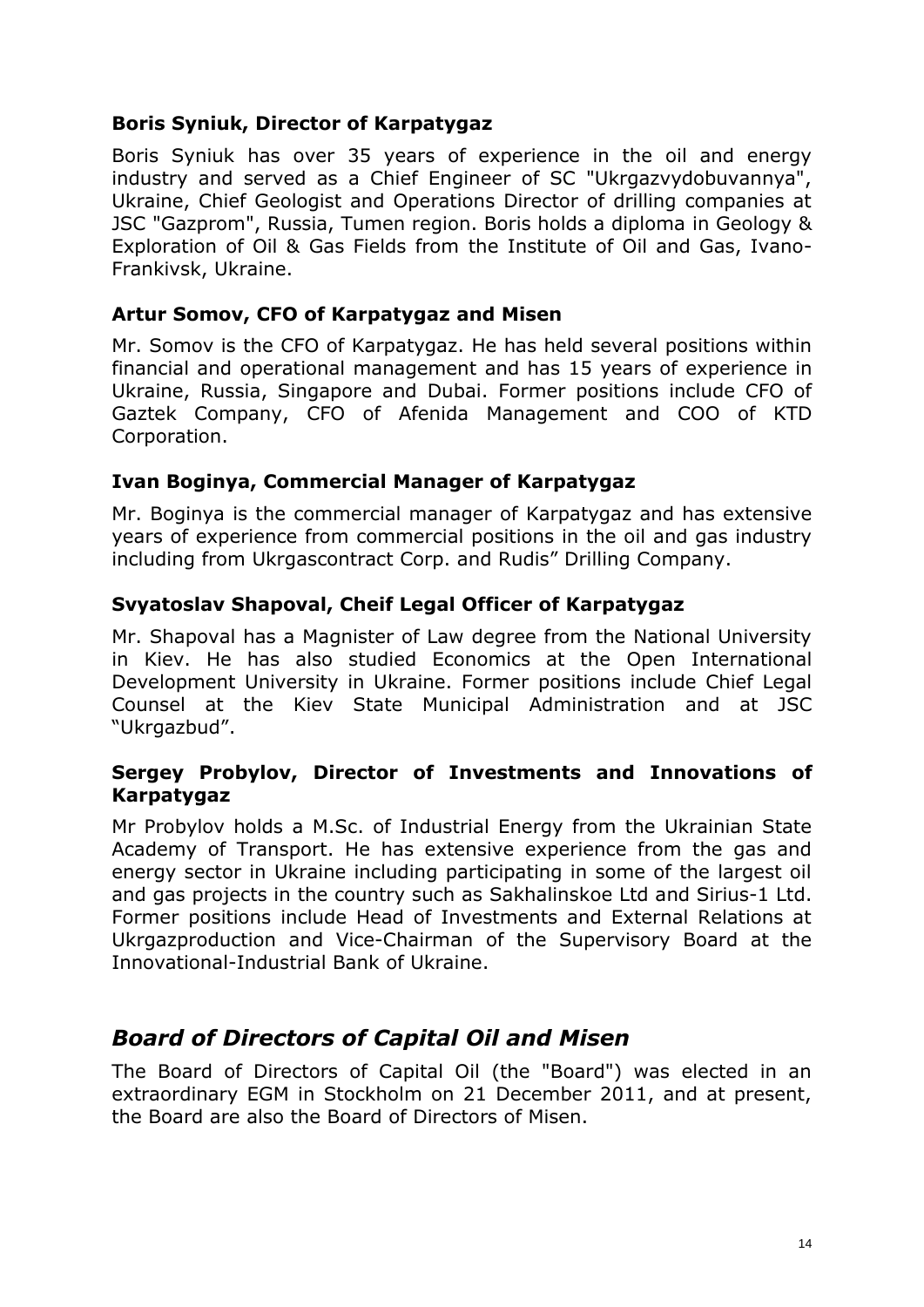### Boris Syniuk, Director of Karpatygaz

Boris Syniuk has over 35 years of experience in the oil and energy industry and served as a Chief Engineer of SC "Ukrgazvydobuvannya", Ukraine, Chief Geologist and Operations Director of drilling companies at JSC "Gazprom", Russia, Tumen region. Boris holds a diploma in Geology & Exploration of Oil & Gas Fields from the Institute of Oil and Gas, Ivano-Frankivsk, Ukraine.

### Artur Somov, CFO of Karpatygaz and Misen

Mr. Somov is the CFO of Karpatygaz. He has held several positions within financial and operational management and has 15 years of experience in Ukraine, Russia, Singapore and Dubai. Former positions include CFO of Gaztek Company, CFO of Afenida Management and COO of KTD Corporation.

### Ivan Boginya, Commercial Manager of Karpatygaz

Mr. Boginya is the commercial manager of Karpatygaz and has extensive years of experience from commercial positions in the oil and gas industry including from Ukrgascontract Corp. and Rudis" Drilling Company.

### Svyatoslav Shapoval, Cheif Legal Officer of Karpatygaz

Mr. Shapoval has a Magnister of Law degree from the National University in Kiev. He has also studied Economics at the Open International Development University in Ukraine. Former positions include Chief Legal Counsel at the Kiev State Municipal Administration and at JSC "Ukrgazbud".

### Sergey Probylov, Director of Investments and Innovations of Karpatygaz

Mr Probylov holds a M.Sc. of Industrial Energy from the Ukrainian State Academy of Transport. He has extensive experience from the gas and energy sector in Ukraine including participating in some of the largest oil and gas projects in the country such as Sakhalinskoe Ltd and Sirius-1 Ltd. Former positions include Head of Investments and External Relations at Ukrgazproduction and Vice-Chairman of the Supervisory Board at the Innovational-Industrial Bank of Ukraine.

## *Board of Directors of Capital Oil and Misen*

The Board of Directors of Capital Oil (the "Board") was elected in an extraordinary EGM in Stockholm on 21 December 2011, and at present, the Board are also the Board of Directors of Misen.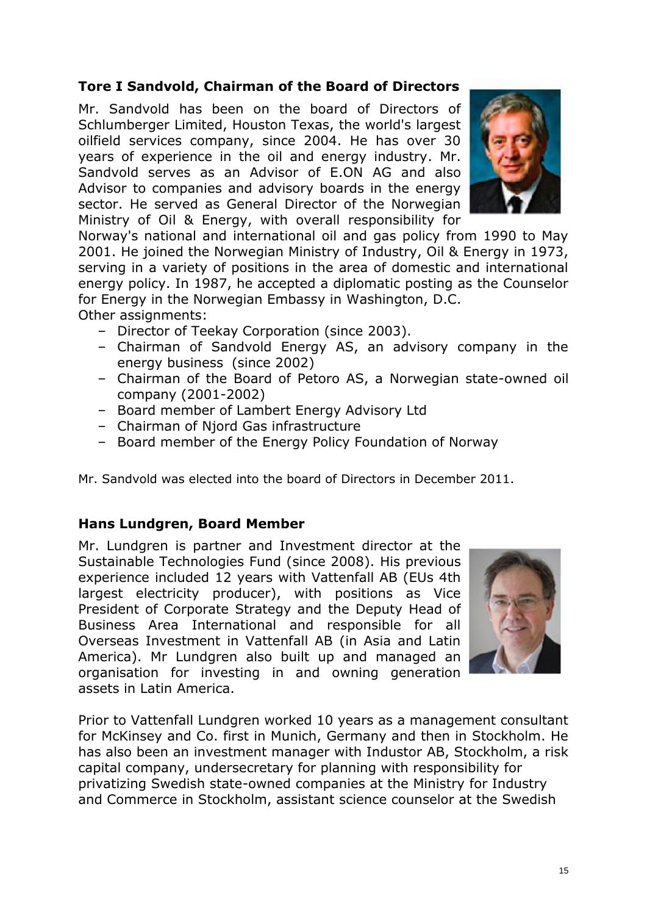### Tore I Sandvold, Chairman of the Board of Directors

Mr. Sandvold has been on the board of Directors of Schlumberger Limited, Houston Texas, the world's largest oilfield services company, since 2004. He has over 30 years of experience in the oil and energy industry. Mr. Sandvold serves as an Advisor of E.ON AG and also Advisor to companies and advisory boards in the energy sector. He served as General Director of the Norwegian Ministry of Oil & Energy, with overall responsibility for Norway's national and international oil and gas policy from 1990 to May 2001. He joined the Norwegian Ministry of Industry, Oil & Energy in 1973, serving in a variety of positions in the area of domestic and international energy policy. In 1987, he accepted a diplomatic posting as the Counselor for Energy in the Norwegian Embassy in Washington, D.C.

Other assignments:

- Director of Teekay Corporation (since 2003).
- Chairman of Sandvold Energy AS, an advisory company in the energy business (since 2002)
- Chairman of the Board of Petoro AS, a Norwegian state-owned oil company (2001-2002)
- Board member of Lambert Energy Advisory Ltd
- Chairman of Njord Gas infrastructure
- Board member of the Energy Policy Foundation of Norway

Mr. Sandvold was elected into the board of Directors in December 2011.

### Hans Lundgren, Board Member

Mr. Lundgren is partner and Investment director at the Sustainable Technologies Fund (since 2008). His previous experience included 12 years with Vattenfall AB (EUs 4th largest electricity producer), with positions as Vice President of Corporate Strategy and the Deputy Head of Business Area International and responsible for all Overseas Investment in Vattenfall AB (in Asia and Latin America). Mr Lundgren also built up and managed an organisation for investing in and owning generation assets in Latin America.

Prior to Vattenfall Lundgren worked 10 years as a management consultant for McKinsey and Co. first in Munich, Germany and then in Stockholm. He has also been an investment manager with Industor AB, Stockholm, a risk capital company, undersecretary for planning with responsibility for privatizing Swedish state-owned companies at the Ministry for Industry and Commerce in Stockholm, assistant science counselor at the Swedish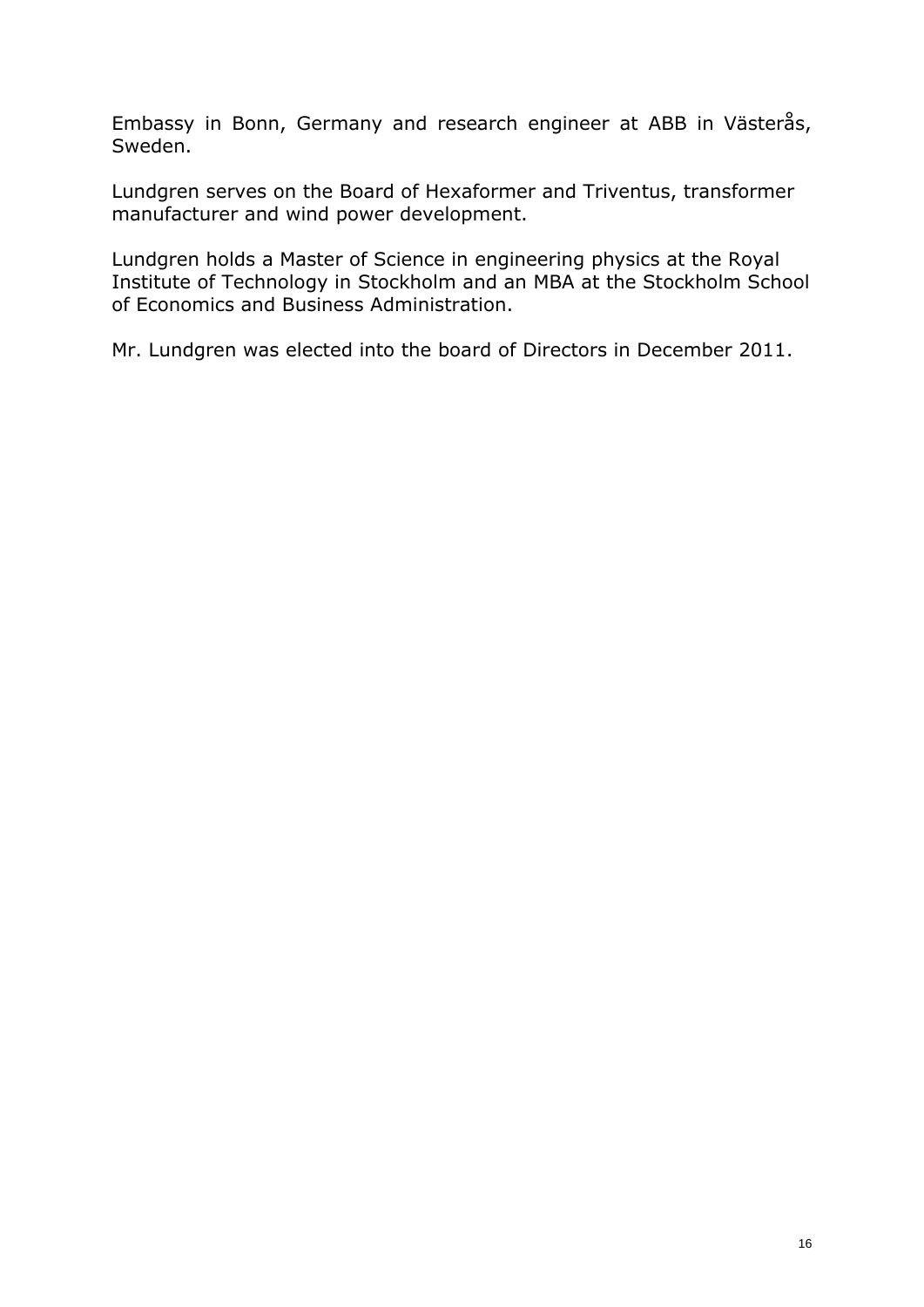Embassy in Bonn, Germany and research engineer at ABB in Västerås, Sweden.

Lundgren serves on the Board of Hexaformer and Triventus, transformer manufacturer and wind power development.

Lundgren holds a Master of Science in engineering physics at the Royal Institute of Technology in Stockholm and an MBA at the Stockholm School of Economics and Business Administration.

Mr. Lundgren was elected into the board of Directors in December 2011.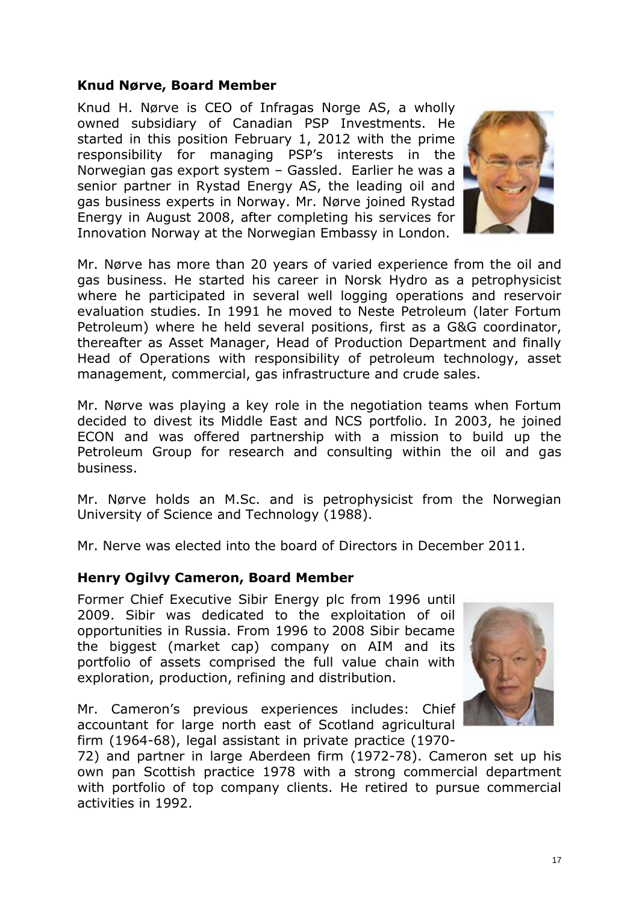**Knud Nørve, Board Member**

Knud H. Nørve is CEO of Infragas Norge AS, a wholly owned subsidiary of Canadian PSP Investments. He started in this position February 1, 2012 with the prime responsibility for managing PSP's interests in the Norwegian gas export system – Gassled. Earlier he was a senior partner in Rystad Energy AS, the leading oil and gas business experts in Norway. Mr. Nørve joined Rystad Energy in August 2008, after completing his services for Innovation Norway at the Norwegian Embassy in London.

Mr. Nørve has more than 20 years of varied experience from the oil and gas business. He started his career in Norsk Hydro as a petrophysicist where he participated in several well logging operations and reservoir evaluation studies. In 1991 he moved to Neste Petroleum (later Fortum Petroleum) where he held several positions, first as a G&G coordinator, thereafter as Asset Manager, Head of Production Department and finally Head of Operations with responsibility of petroleum technology, asset management, commercial, gas infrastructure and crude sales.

Mr. Nørve was playing a key role in the negotiation teams when Fortum decided to divest its Middle East and NCS portfolio. In 2003, he joined ECON and was offered partnership with a mission to build up the Petroleum Group for research and consulting within the oil and gas business.

Mr. Nørve holds an M.Sc. and is petrophysicist from the Norwegian University of Science and Technology (1988).

Mr. Nerve was elected into the board of Directors in December 2011.

**Henry Ogilvy Cameron, Board Member**

Former Chief Executive Sibir Energy plc from 1996 until 2009. Sibir was dedicated to the exploitation of oil opportunities in Russia. From 1996 to 2008 Sibir became the biggest (market cap) company on AIM and its portfolio of assets comprised the full value chain with exploration, production, refining and distribution.

Mr. Cameron's previous experiences includes: Chief accountant for large north east of Scotland agricultural firm (1964-68), legal assistant in private practice (1970-72) and partner in large Aberdeen firm (1972-78). Cameron set up his own pan Scottish practice 1978 with a strong commercial department with portfolio of top company clients. He retired to pursue commercial activities in 1992.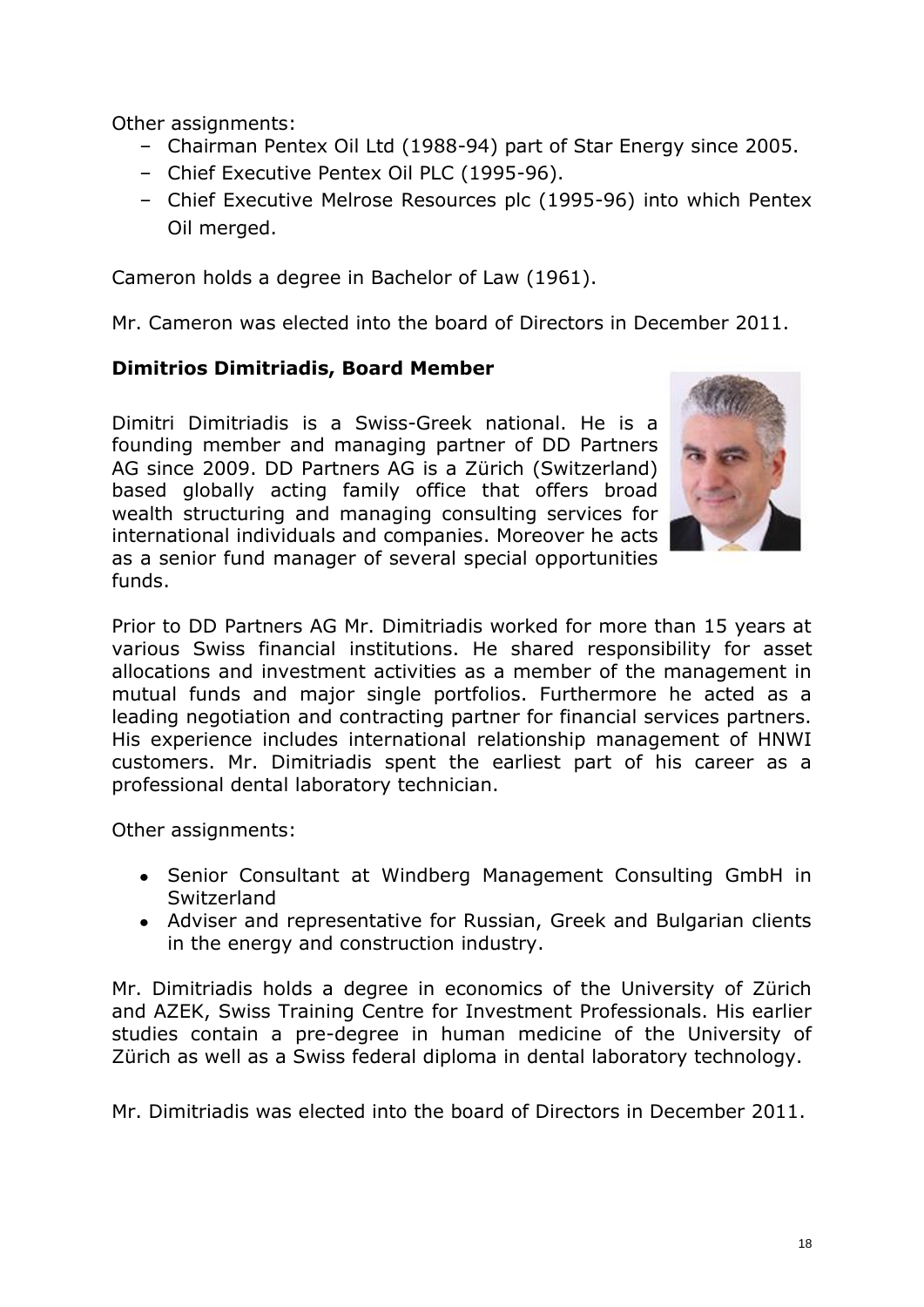Other assignments:

- Chairman Pentex Oil Ltd (1988-94) part of Star Energy since 2005.
- Chief Executive Pentex Oil PLC (1995-96).
- Chief Executive Melrose Resources plc (1995-96) into which Pentex Oil merged.

Cameron holds a degree in Bachelor of Law (1961).

Mr. Cameron was elected into the board of Directors in December 2011.

**Dimitrios Dimitriadis, Board Member**

Dimitri Dimitriadis is a Swiss-Greek national. He is a founding member and managing partner of DD Partners AG since 2009. DD Partners AG is a Zürich (Switzerland) based globally acting family office that offers broad wealth structuring and managing consulting services for international individuals and companies. Moreover he acts as a senior fund manager of several special opportunities funds.

Prior to DD Partners AG Mr. Dimitriadis worked for more than 15 years at various Swiss financial institutions. He shared responsibility for asset allocations and investment activities as a member of the management in mutual funds and major single portfolios. Furthermore he acted as a leading negotiation and contracting partner for financial services partners. His experience includes international relationship management of HNWI customers. Mr. Dimitriadis spent the earliest part of his career as a professional dental laboratory technician.

Other assignments:

- Senior Consultant at Windberg Management Consulting GmbH in Switzerland
- Adviser and representative for Russian, Greek and Bulgarian clients in the energy and construction industry.

Mr. Dimitriadis holds a degree in economics of the University of Zürich and AZEK, Swiss Training Centre for Investment Professionals. His earlier studies contain a pre-degree in human medicine of the University of Zürich as well as a Swiss federal diploma in dental laboratory technology.

Mr. Dimitriadis was elected into the board of Directors in December 2011.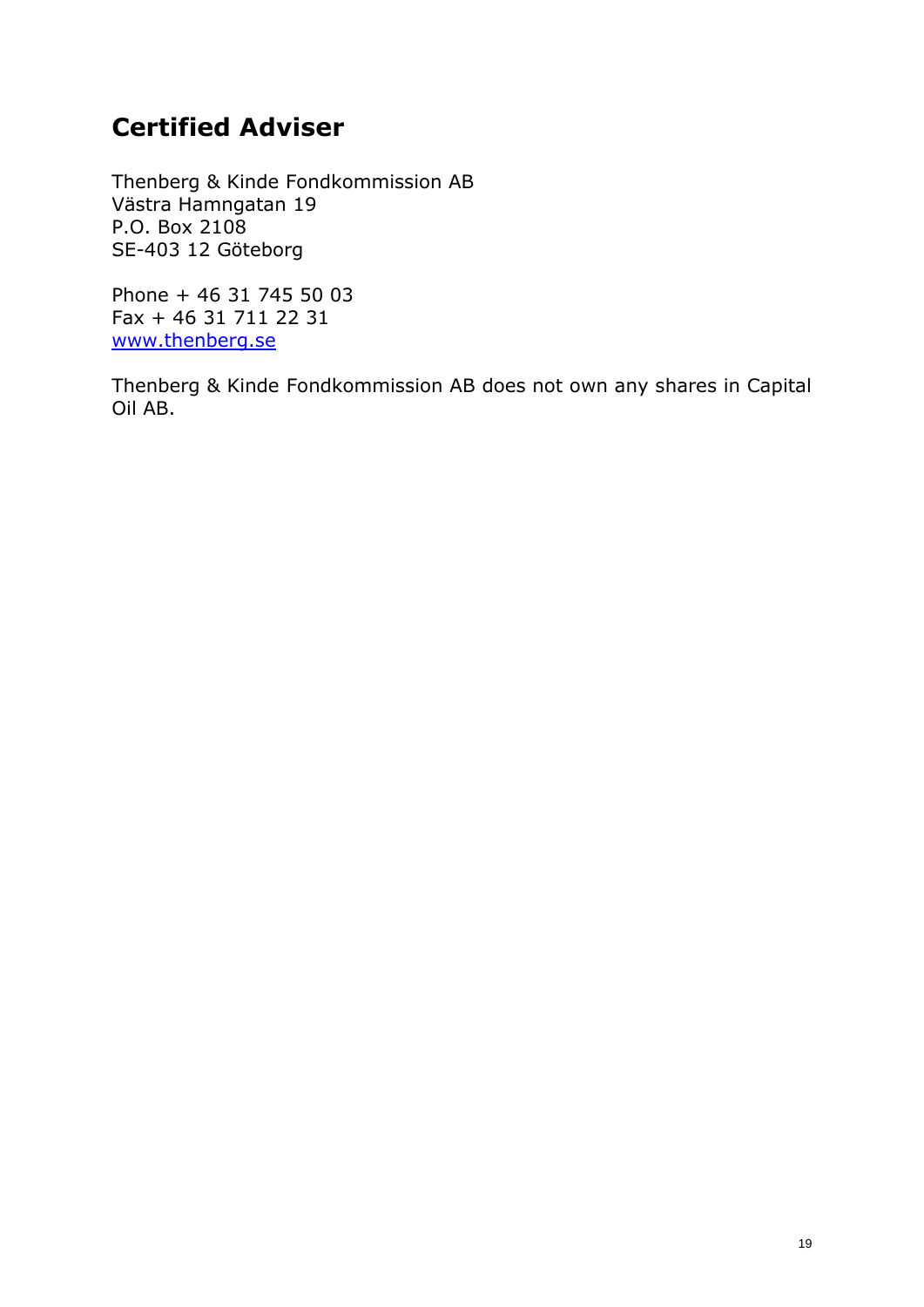## Certified Adviser

Thenberg & Kinde Fondkommission AB
Västra Hamngatan 19
P.O. Box 2108
SE-403 12 Göteborg

Phone + 46 31 745 50 03
Fax + 46 31 711 22 31
www.thenberg.se

Thenberg & Kinde Fondkommission AB does not own any shares in Capital Oil AB.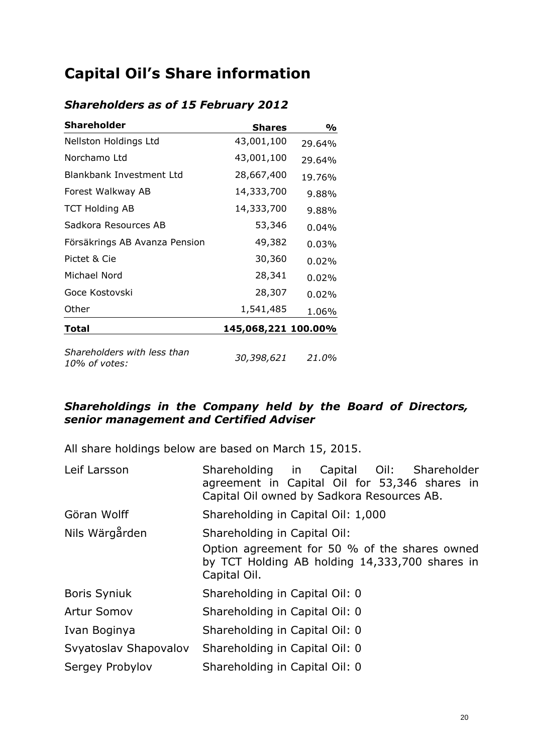# Capital Oil's Share information

## *Shareholders as of 15 February 2012*

| Shareholder | Shares | % |
|---|---|---|
| Nellston Holdings Ltd | 43,001,100 | 29.64% |
| Norchamo Ltd | 43,001,100 | 29.64% |
| Blankbank Investment Ltd | 28,667,400 | 19.76% |
| Forest Walkway AB | 14,333,700 | 9.88% |
| TCT Holding AB | 14,333,700 | 9.88% |
| Sadkora Resources AB | 53,346 | 0.04% |
| Försäkrings AB Avanza Pension | 49,382 | 0.03% |
| Pictet & Cie | 30,360 | 0.02% |
| Michael Nord | 28,341 | 0.02% |
| Goce Kostovski | 28,307 | 0.02% |
| Other | 1,541,485 | 1.06% |
| **Total** | **145,068,221** | **100.00%** |
| *Shareholders with less than 10% of votes:* | *30,398,621* | *21.0%* |

### *Shareholdings in the Company held by the Board of Directors, senior management and Certified Adviser*

All share holdings below are based on March 15, 2015.

| | |
|---|---|
| Leif Larsson | Shareholding in Capital Oil: Shareholder agreement in Capital Oil for 53,346 shares in Capital Oil owned by Sadkora Resources AB. |
| Göran Wolff | Shareholding in Capital Oil: 1,000 |
| Nils Wärgården | Shareholding in Capital Oil: Option agreement for 50 % of the shares owned by TCT Holding AB holding 14,333,700 shares in Capital Oil. |
| Boris Syniuk | Shareholding in Capital Oil: 0 |
| Artur Somov | Shareholding in Capital Oil: 0 |
| Ivan Boginya | Shareholding in Capital Oil: 0 |
| Svyatoslav Shapovalov | Shareholding in Capital Oil: 0 |
| Sergey Probylov | Shareholding in Capital Oil: 0 |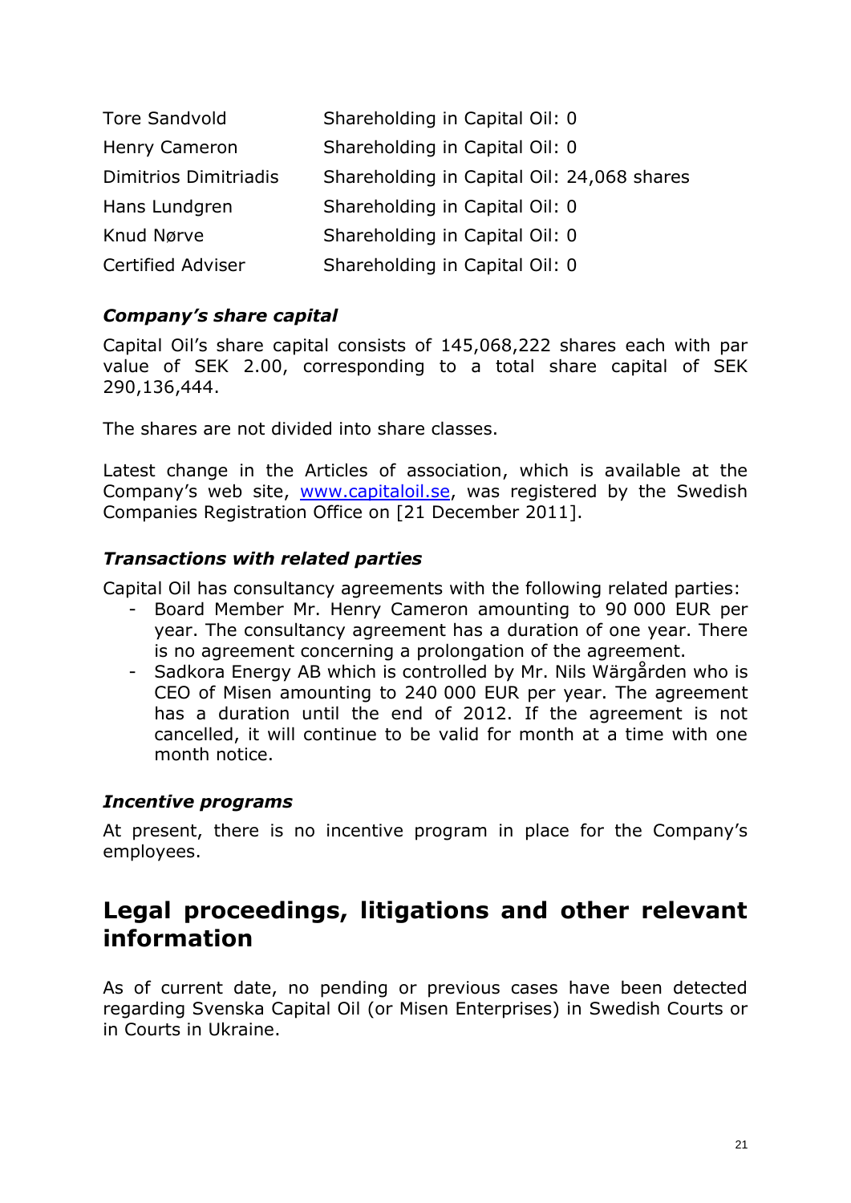| | |
|---|---|
| Tore Sandvold | Shareholding in Capital Oil: 0 |
| Henry Cameron | Shareholding in Capital Oil: 0 |
| Dimitrios Dimitriadis | Shareholding in Capital Oil: 24,068 shares |
| Hans Lundgren | Shareholding in Capital Oil: 0 |
| Knud Nørve | Shareholding in Capital Oil: 0 |
| Certified Adviser | Shareholding in Capital Oil: 0 |

### *Company's share capital*

Capital Oil's share capital consists of 145,068,222 shares each with par value of SEK 2.00, corresponding to a total share capital of SEK 290,136,444.

The shares are not divided into share classes.

Latest change in the Articles of association, which is available at the Company's web site, www.capitaloil.se, was registered by the Swedish Companies Registration Office on [21 December 2011].

### *Transactions with related parties*

Capital Oil has consultancy agreements with the following related parties:

- Board Member Mr. Henry Cameron amounting to 90 000 EUR per year. The consultancy agreement has a duration of one year. There is no agreement concerning a prolongation of the agreement.
- Sadkora Energy AB which is controlled by Mr. Nils Wärgården who is CEO of Misen amounting to 240 000 EUR per year. The agreement has a duration until the end of 2012. If the agreement is not cancelled, it will continue to be valid for month at a time with one month notice.

### *Incentive programs*

At present, there is no incentive program in place for the Company's employees.

## Legal proceedings, litigations and other relevant information

As of current date, no pending or previous cases have been detected regarding Svenska Capital Oil (or Misen Enterprises) in Swedish Courts or in Courts in Ukraine.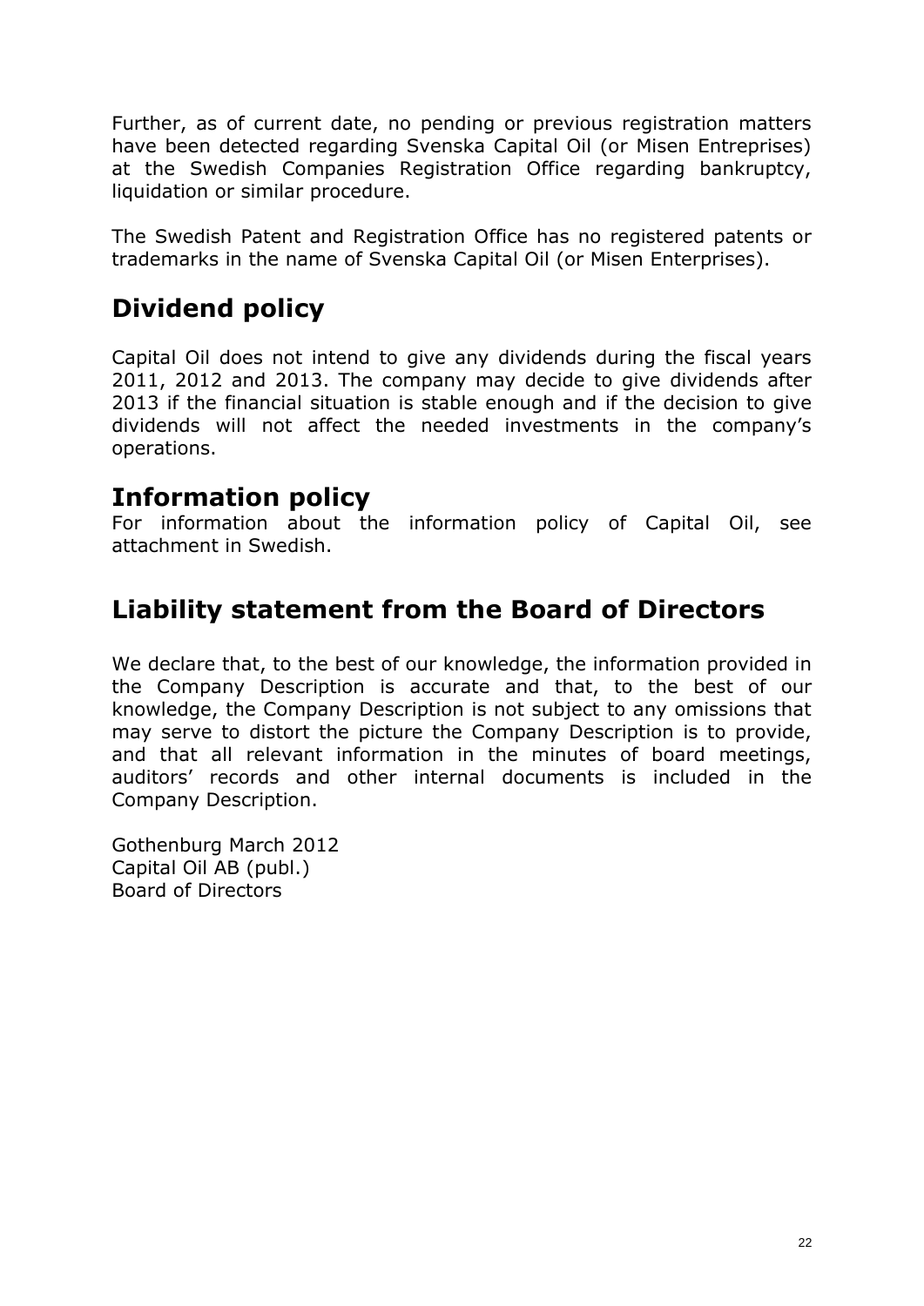Further, as of current date, no pending or previous registration matters have been detected regarding Svenska Capital Oil (or Misen Entreprises) at the Swedish Companies Registration Office regarding bankruptcy, liquidation or similar procedure.

The Swedish Patent and Registration Office has no registered patents or trademarks in the name of Svenska Capital Oil (or Misen Enterprises).

# Dividend policy

Capital Oil does not intend to give any dividends during the fiscal years 2011, 2012 and 2013. The company may decide to give dividends after 2013 if the financial situation is stable enough and if the decision to give dividends will not affect the needed investments in the company's operations.

# Information policy

For information about the information policy of Capital Oil, see attachment in Swedish.

# Liability statement from the Board of Directors

We declare that, to the best of our knowledge, the information provided in the Company Description is accurate and that, to the best of our knowledge, the Company Description is not subject to any omissions that may serve to distort the picture the Company Description is to provide, and that all relevant information in the minutes of board meetings, auditors' records and other internal documents is included in the Company Description.

Gothenburg March 2012
Capital Oil AB (publ.)
Board of Directors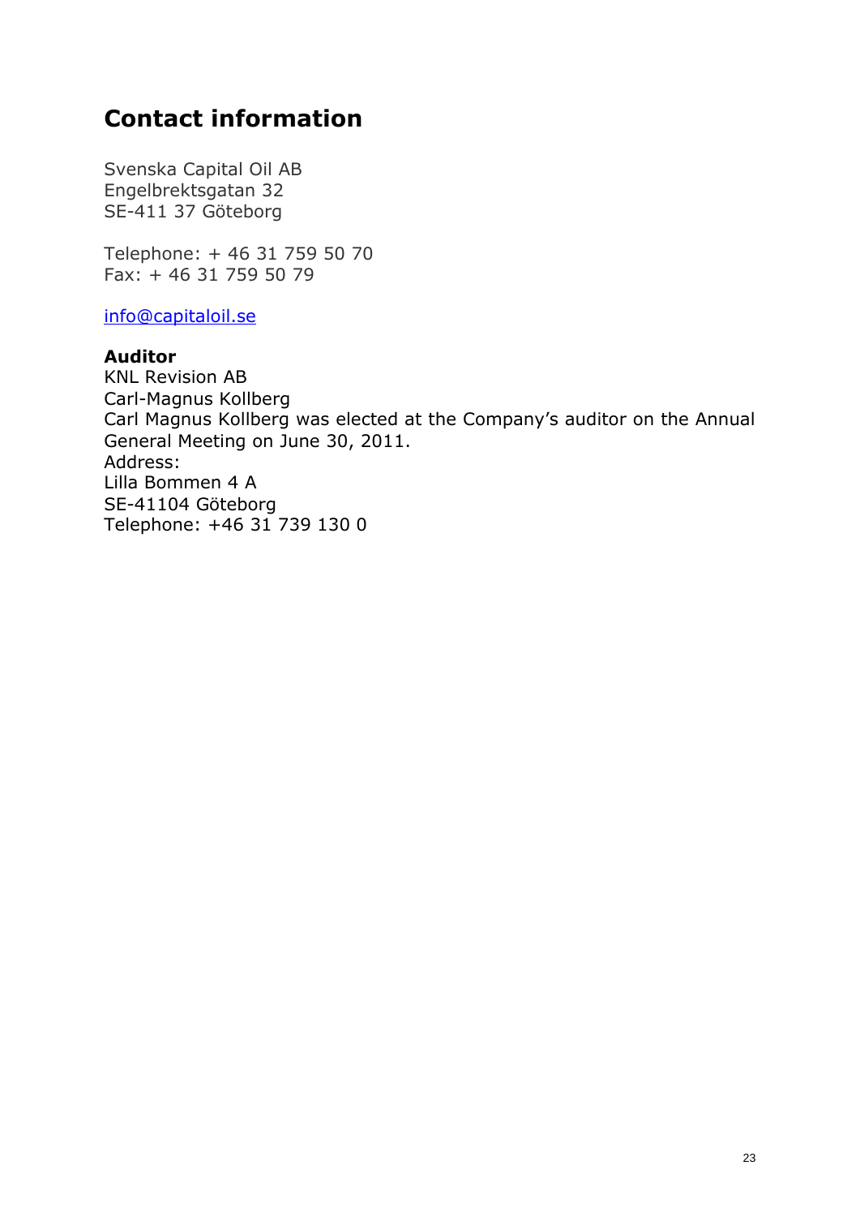# Contact information

Svenska Capital Oil AB
Engelbrektsgatan 32
SE-411 37 Göteborg

Telephone: + 46 31 759 50 70
Fax: + 46 31 759 50 79

info@capitaloil.se

**Auditor**
KNL Revision AB
Carl-Magnus Kollberg
Carl Magnus Kollberg was elected at the Company's auditor on the Annual General Meeting on June 30, 2011.
Address:
Lilla Bommen 4 A
SE-41104 Göteborg
Telephone: +46 31 739 130 0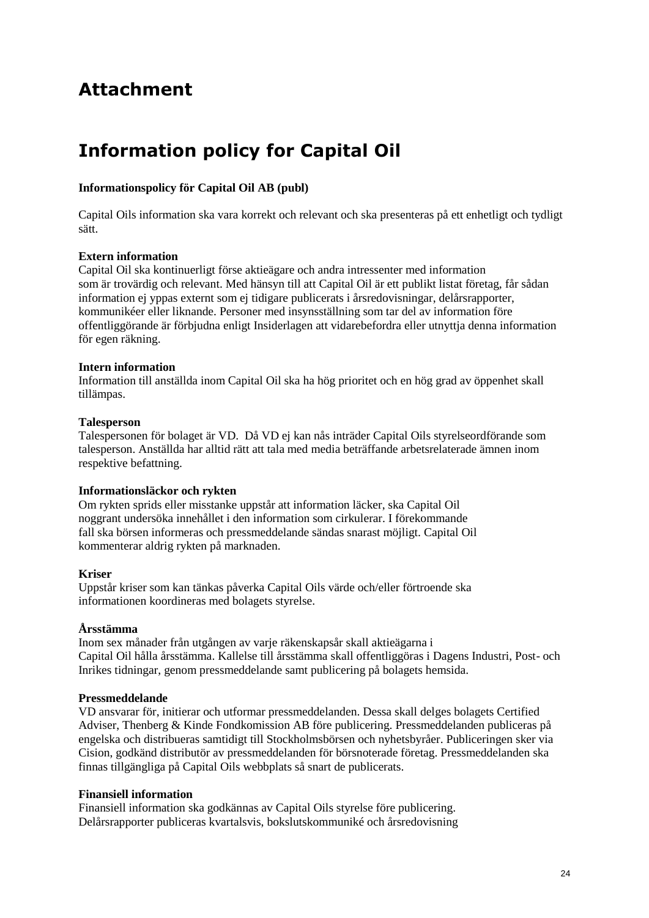# Attachment

# Information policy for Capital Oil

**Informationspolicy för Capital Oil AB (publ)**

Capital Oils information ska vara korrekt och relevant och ska presenteras på ett enhetligt och tydligt sätt.

**Extern information**
Capital Oil ska kontinuerligt förse aktieägare och andra intressenter med information som är trovärdig och relevant. Med hänsyn till att Capital Oil är ett publikt listat företag, får sådan information ej yppas externt som ej tidigare publicerats i årsredovisningar, delårsrapporter, kommunikéer eller liknande. Personer med insynsställning som tar del av information före offentliggörande är förbjudna enligt Insiderlagen att vidarebefordra eller utnyttja denna information för egen räkning.

**Intern information**
Information till anställda inom Capital Oil ska ha hög prioritet och en hög grad av öppenhet skall tillämpas.

**Talesperson**
Talespersonen för bolaget är VD. Då VD ej kan nås inträder Capital Oils styrelseordförande som talesperson. Anställda har alltid rätt att tala med media beträffande arbetsrelaterade ämnen inom respektive befattning.

**Informationsläckor och rykten**
Om rykten sprids eller misstanke uppstår att information läcker, ska Capital Oil noggrant undersöka innehållet i den information som cirkulerar. I förekommande fall ska börsen informeras och pressmeddelande sändas snarast möjligt. Capital Oil kommenterar aldrig rykten på marknaden.

**Kriser**
Uppstår kriser som kan tänkas påverka Capital Oils värde och/eller förtroende ska informationen koordineras med bolagets styrelse.

**Årsstämma**
Inom sex månader från utgången av varje räkenskapsår skall aktieägarna i Capital Oil hålla årsstämma. Kallelse till årsstämma skall offentliggöras i Dagens Industri, Post- och Inrikes tidningar, genom pressmeddelande samt publicering på bolagets hemsida.

**Pressmeddelande**
VD ansvarar för, initierar och utformar pressmeddelanden. Dessa skall delges bolagets Certified Adviser, Thenberg & Kinde Fondkomission AB före publicering. Pressmeddelanden publiceras på engelska och distribueras samtidigt till Stockholmsbörsen och nyhetsbyråer. Publiceringen sker via Cision, godkänd distributör av pressmeddelanden för börsnoterade företag. Pressmeddelanden ska finnas tillgängliga på Capital Oils webbplats så snart de publicerats.

**Finansiell information**
Finansiell information ska godkännas av Capital Oils styrelse före publicering. Delårsrapporter publiceras kvartalsvis, bokslutskommuniké och årsredovisning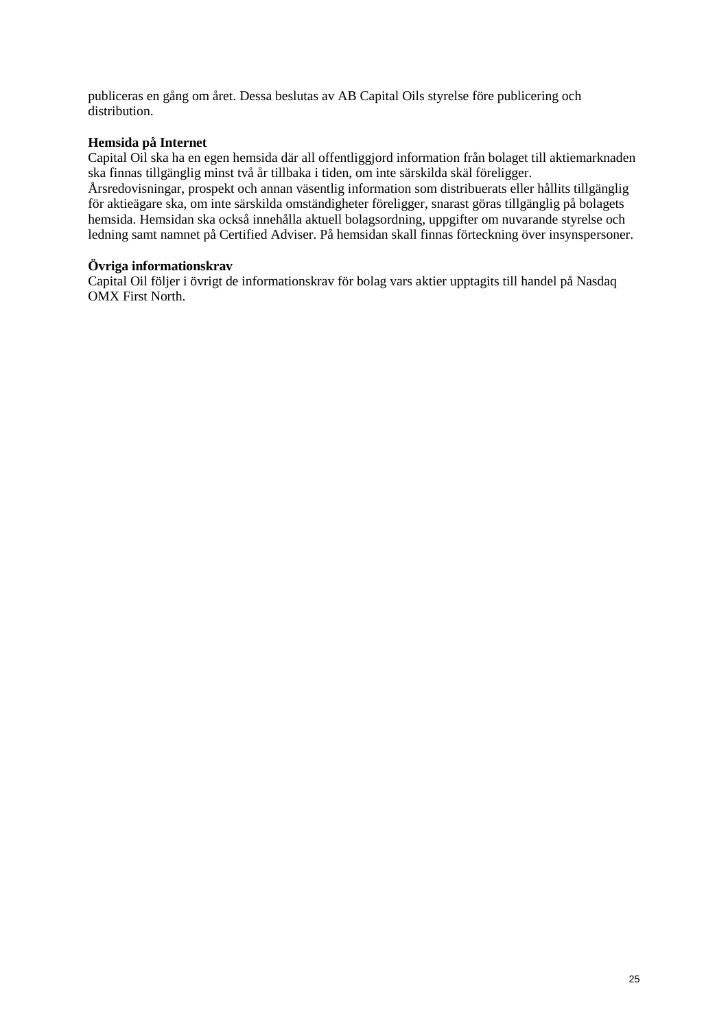publiceras en gång om året. Dessa beslutas av AB Capital Oils styrelse före publicering och distribution.

**Hemsida på Internet**
Capital Oil ska ha en egen hemsida där all offentliggjord information från bolaget till aktiemarknaden ska finnas tillgänglig minst två år tillbaka i tiden, om inte särskilda skäl föreligger. Årsredovisningar, prospekt och annan väsentlig information som distribuerats eller hållits tillgänglig för aktieägare ska, om inte särskilda omständigheter föreligger, snarast göras tillgänglig på bolagets hemsida. Hemsidan ska också innehålla aktuell bolagsordning, uppgifter om nuvarande styrelse och ledning samt namnet på Certified Adviser. På hemsidan skall finnas förteckning över insynspersoner.

**Övriga informationskrav**
Capital Oil följer i övrigt de informationskrav för bolag vars aktier upptagits till handel på Nasdaq OMX First North.